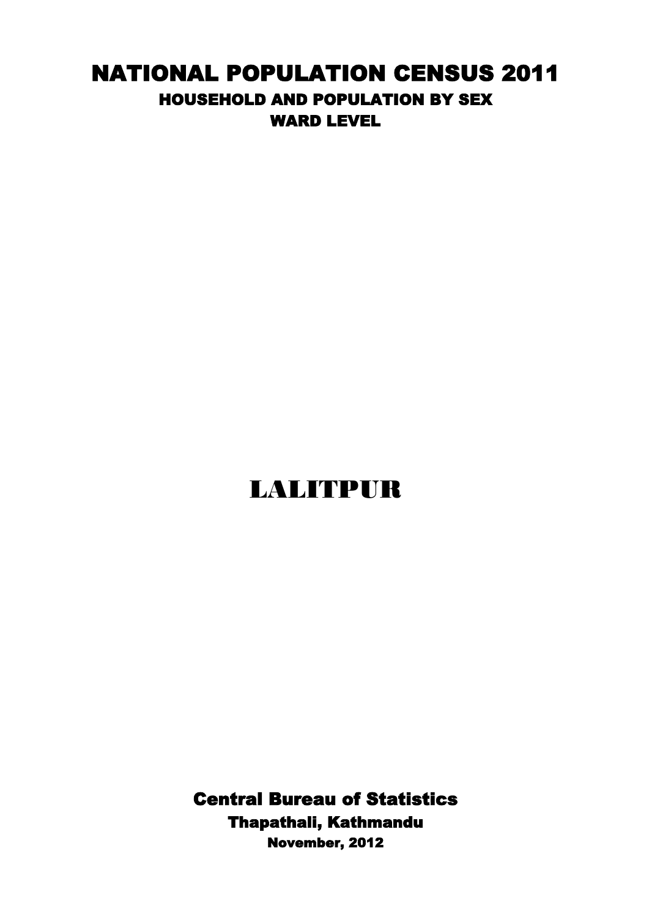# NATIONAL POPULATION CENSUS 2011

## HOUSEHOLD AND POPULATION BY SEX

### WARD LEVEL

# LALITPUR

**Central Bureau of Statistics**

**Thapathali, Kathmandu**

**November, 2012**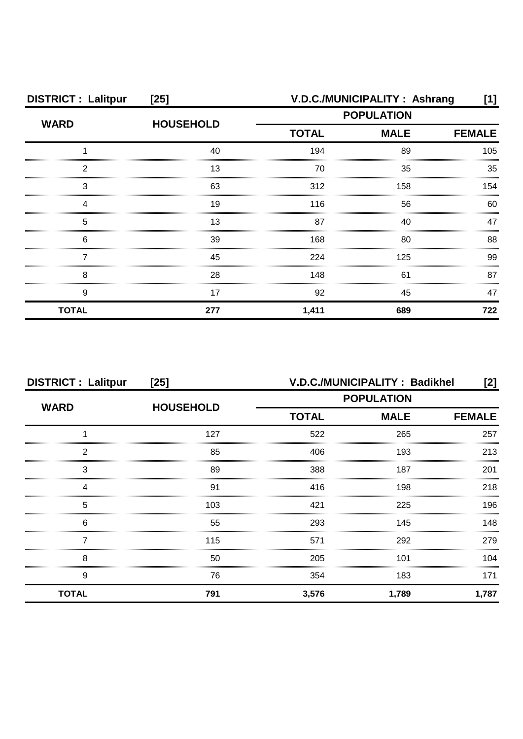**DISTRICT : Lalitpur [25]** **V.D.C./MUNICIPALITY : Ashrang [1]**

| WARD | HOUSEHOLD | POPULATION | | |
|---|---|---|---|---|
| | | TOTAL | MALE | FEMALE |
| 1 | 40 | 194 | 89 | 105 |
| 2 | 13 | 70 | 35 | 35 |
| 3 | 63 | 312 | 158 | 154 |
| 4 | 19 | 116 | 56 | 60 |
| 5 | 13 | 87 | 40 | 47 |
| 6 | 39 | 168 | 80 | 88 |
| 7 | 45 | 224 | 125 | 99 |
| 8 | 28 | 148 | 61 | 87 |
| 9 | 17 | 92 | 45 | 47 |
| **TOTAL** | **277** | **1,411** | **689** | **722** |

**DISTRICT : Lalitpur [25]** **V.D.C./MUNICIPALITY : Badikhel [2]**

| WARD | HOUSEHOLD | POPULATION | | |
|---|---|---|---|---|
| | | TOTAL | MALE | FEMALE |
| 1 | 127 | 522 | 265 | 257 |
| 2 | 85 | 406 | 193 | 213 |
| 3 | 89 | 388 | 187 | 201 |
| 4 | 91 | 416 | 198 | 218 |
| 5 | 103 | 421 | 225 | 196 |
| 6 | 55 | 293 | 145 | 148 |
| 7 | 115 | 571 | 292 | 279 |
| 8 | 50 | 205 | 101 | 104 |
| 9 | 76 | 354 | 183 | 171 |
| **TOTAL** | **791** | **3,576** | **1,789** | **1,787** |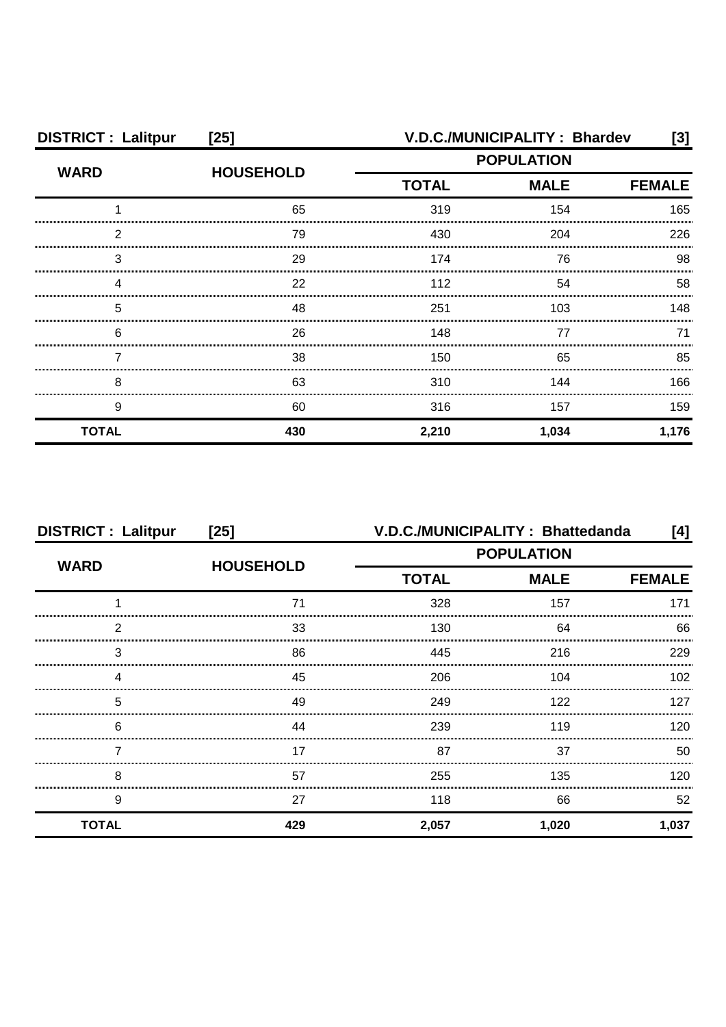| DISTRICT : Lalitpur [25] | | V.D.C./MUNICIPALITY : Bhardev [3] | | |
|---|---|---|---|---|
| WARD | HOUSEHOLD | POPULATION | | |
| | | TOTAL | MALE | FEMALE |
| 1 | 65 | 319 | 154 | 165 |
| 2 | 79 | 430 | 204 | 226 |
| 3 | 29 | 174 | 76 | 98 |
| 4 | 22 | 112 | 54 | 58 |
| 5 | 48 | 251 | 103 | 148 |
| 6 | 26 | 148 | 77 | 71 |
| 7 | 38 | 150 | 65 | 85 |
| 8 | 63 | 310 | 144 | 166 |
| 9 | 60 | 316 | 157 | 159 |
| **TOTAL** | **430** | **2,210** | **1,034** | **1,176** |

| DISTRICT : Lalitpur [25] | | V.D.C./MUNICIPALITY : Bhattedanda [4] | | |
|---|---|---|---|---|
| WARD | HOUSEHOLD | POPULATION | | |
| | | TOTAL | MALE | FEMALE |
| 1 | 71 | 328 | 157 | 171 |
| 2 | 33 | 130 | 64 | 66 |
| 3 | 86 | 445 | 216 | 229 |
| 4 | 45 | 206 | 104 | 102 |
| 5 | 49 | 249 | 122 | 127 |
| 6 | 44 | 239 | 119 | 120 |
| 7 | 17 | 87 | 37 | 50 |
| 8 | 57 | 255 | 135 | 120 |
| 9 | 27 | 118 | 66 | 52 |
| **TOTAL** | **429** | **2,057** | **1,020** | **1,037** |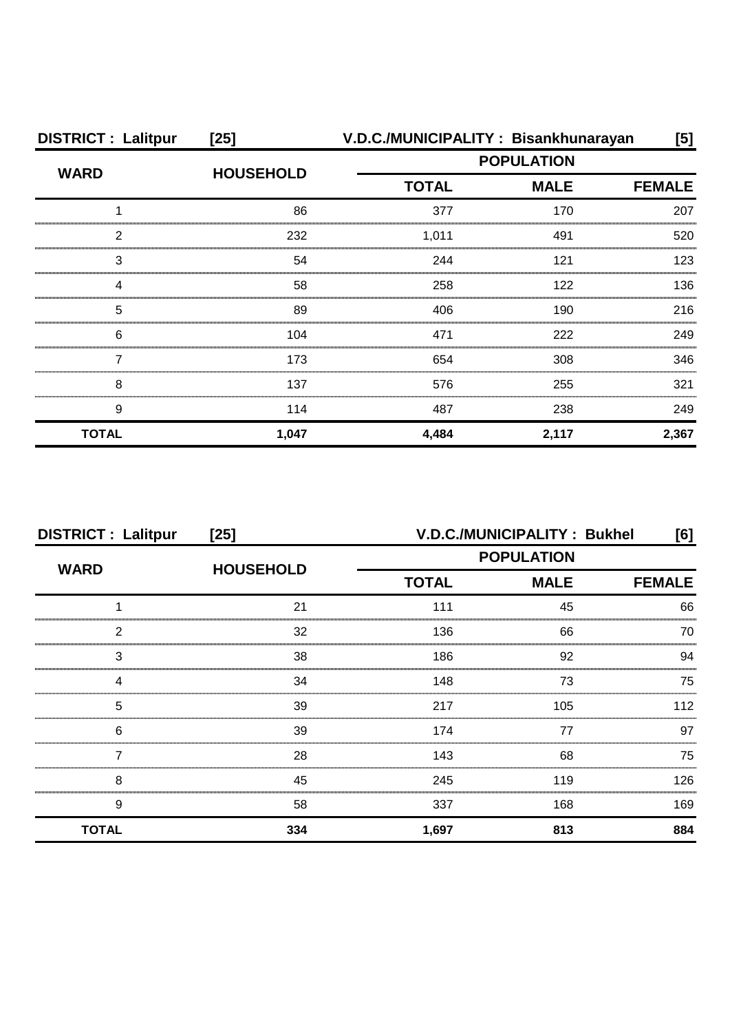**DISTRICT : Lalitpur [25] V.D.C./MUNICIPALITY : Bisankhunarayan [5]**

| WARD | HOUSEHOLD | POPULATION | | |
|---|---|---|---|---|
| | | TOTAL | MALE | FEMALE |
| 1 | 86 | 377 | 170 | 207 |
| 2 | 232 | 1,011 | 491 | 520 |
| 3 | 54 | 244 | 121 | 123 |
| 4 | 58 | 258 | 122 | 136 |
| 5 | 89 | 406 | 190 | 216 |
| 6 | 104 | 471 | 222 | 249 |
| 7 | 173 | 654 | 308 | 346 |
| 8 | 137 | 576 | 255 | 321 |
| 9 | 114 | 487 | 238 | 249 |
| **TOTAL** | **1,047** | **4,484** | **2,117** | **2,367** |

**DISTRICT : Lalitpur [25] V.D.C./MUNICIPALITY : Bukhel [6]**

| WARD | HOUSEHOLD | POPULATION | | |
|---|---|---|---|---|
| | | TOTAL | MALE | FEMALE |
| 1 | 21 | 111 | 45 | 66 |
| 2 | 32 | 136 | 66 | 70 |
| 3 | 38 | 186 | 92 | 94 |
| 4 | 34 | 148 | 73 | 75 |
| 5 | 39 | 217 | 105 | 112 |
| 6 | 39 | 174 | 77 | 97 |
| 7 | 28 | 143 | 68 | 75 |
| 8 | 45 | 245 | 119 | 126 |
| 9 | 58 | 337 | 168 | 169 |
| **TOTAL** | **334** | **1,697** | **813** | **884** |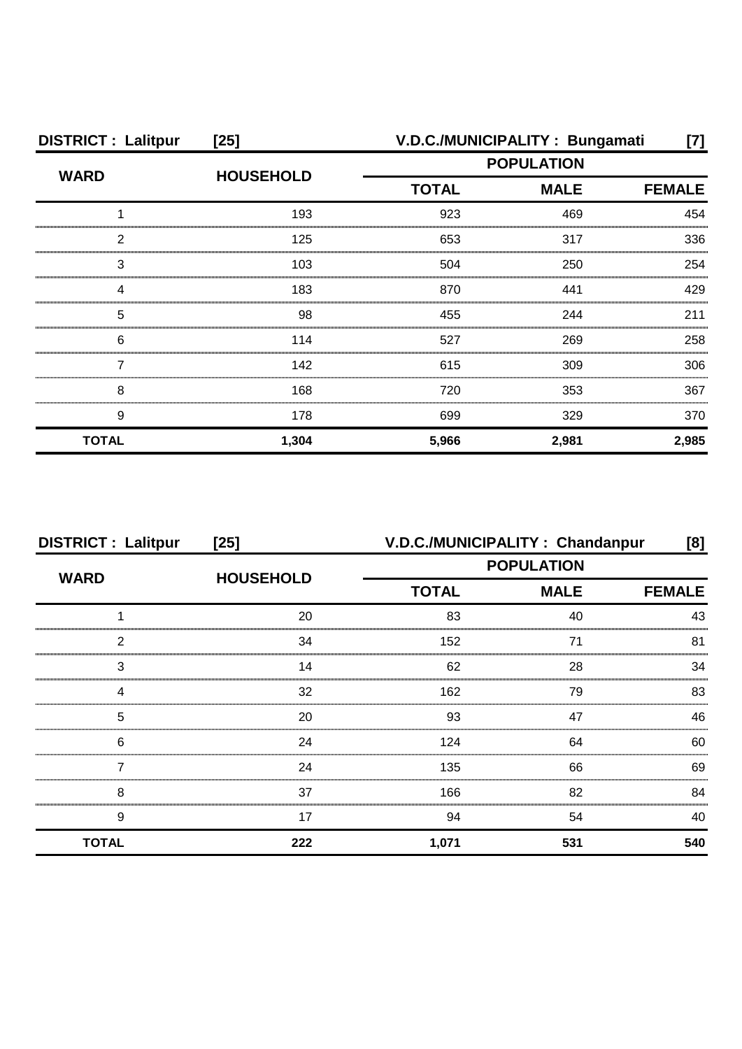**DISTRICT : Lalitpur [25]** **V.D.C./MUNICIPALITY : Bungamati [7]**

| WARD | HOUSEHOLD | POPULATION | | |
|---|---|---|---|---|
| | | TOTAL | MALE | FEMALE |
| 1 | 193 | 923 | 469 | 454 |
| 2 | 125 | 653 | 317 | 336 |
| 3 | 103 | 504 | 250 | 254 |
| 4 | 183 | 870 | 441 | 429 |
| 5 | 98 | 455 | 244 | 211 |
| 6 | 114 | 527 | 269 | 258 |
| 7 | 142 | 615 | 309 | 306 |
| 8 | 168 | 720 | 353 | 367 |
| 9 | 178 | 699 | 329 | 370 |
| **TOTAL** | **1,304** | **5,966** | **2,981** | **2,985** |

**DISTRICT : Lalitpur [25]** **V.D.C./MUNICIPALITY : Chandanpur [8]**

| WARD | HOUSEHOLD | POPULATION | | |
|---|---|---|---|---|
| | | TOTAL | MALE | FEMALE |
| 1 | 20 | 83 | 40 | 43 |
| 2 | 34 | 152 | 71 | 81 |
| 3 | 14 | 62 | 28 | 34 |
| 4 | 32 | 162 | 79 | 83 |
| 5 | 20 | 93 | 47 | 46 |
| 6 | 24 | 124 | 64 | 60 |
| 7 | 24 | 135 | 66 | 69 |
| 8 | 37 | 166 | 82 | 84 |
| 9 | 17 | 94 | 54 | 40 |
| **TOTAL** | **222** | **1,071** | **531** | **540** |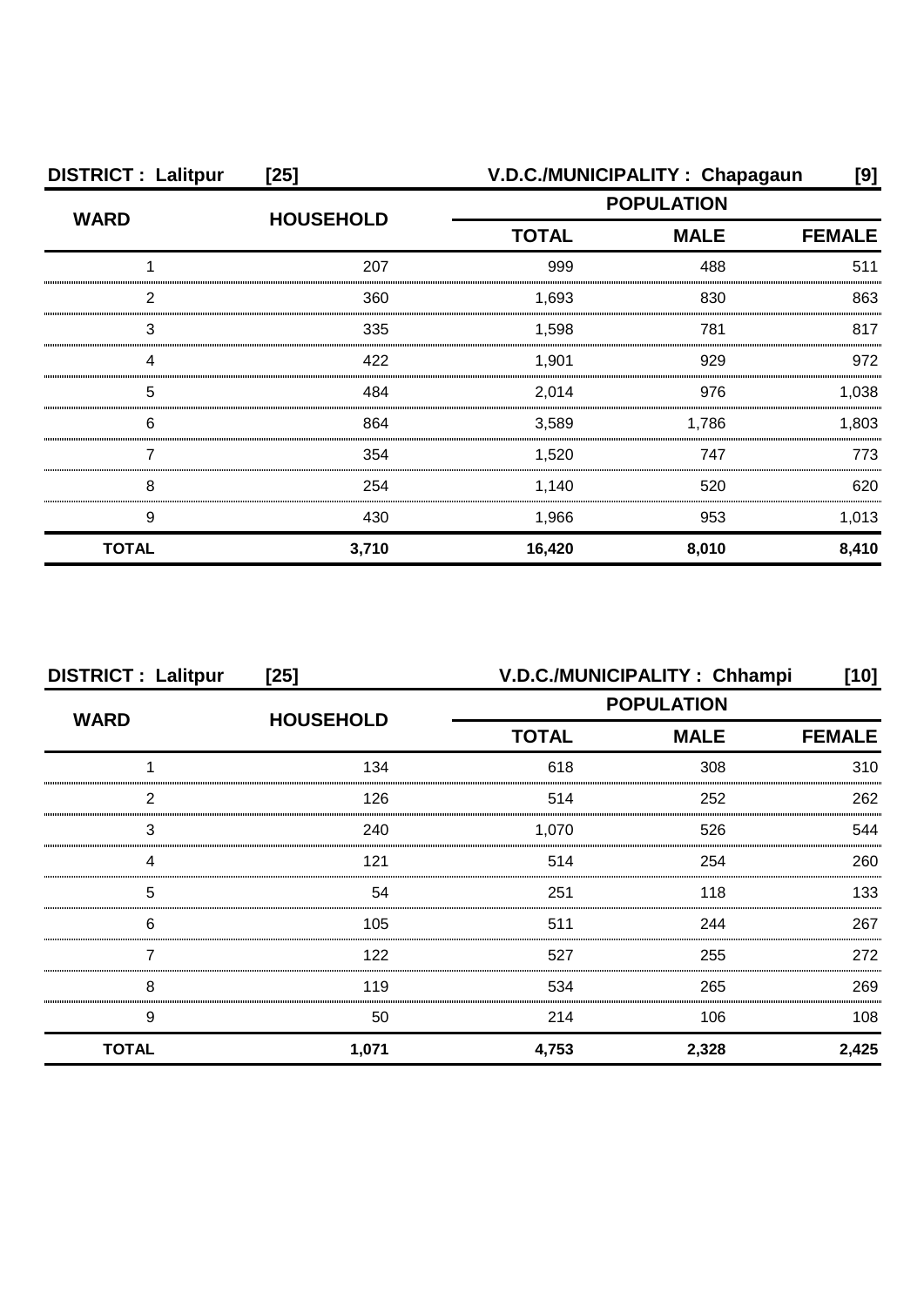**DISTRICT : Lalitpur [25]** **V.D.C./MUNICIPALITY : Chapagaun [9]**

| WARD | HOUSEHOLD | POPULATION | | |
|---|---|---|---|---|
| | | TOTAL | MALE | FEMALE |
| 1 | 207 | 999 | 488 | 511 |
| 2 | 360 | 1,693 | 830 | 863 |
| 3 | 335 | 1,598 | 781 | 817 |
| 4 | 422 | 1,901 | 929 | 972 |
| 5 | 484 | 2,014 | 976 | 1,038 |
| 6 | 864 | 3,589 | 1,786 | 1,803 |
| 7 | 354 | 1,520 | 747 | 773 |
| 8 | 254 | 1,140 | 520 | 620 |
| 9 | 430 | 1,966 | 953 | 1,013 |
| **TOTAL** | **3,710** | **16,420** | **8,010** | **8,410** |

**DISTRICT : Lalitpur [25]** **V.D.C./MUNICIPALITY : Chhampi [10]**

| WARD | HOUSEHOLD | POPULATION | | |
|---|---|---|---|---|
| | | TOTAL | MALE | FEMALE |
| 1 | 134 | 618 | 308 | 310 |
| 2 | 126 | 514 | 252 | 262 |
| 3 | 240 | 1,070 | 526 | 544 |
| 4 | 121 | 514 | 254 | 260 |
| 5 | 54 | 251 | 118 | 133 |
| 6 | 105 | 511 | 244 | 267 |
| 7 | 122 | 527 | 255 | 272 |
| 8 | 119 | 534 | 265 | 269 |
| 9 | 50 | 214 | 106 | 108 |
| **TOTAL** | **1,071** | **4,753** | **2,328** | **2,425** |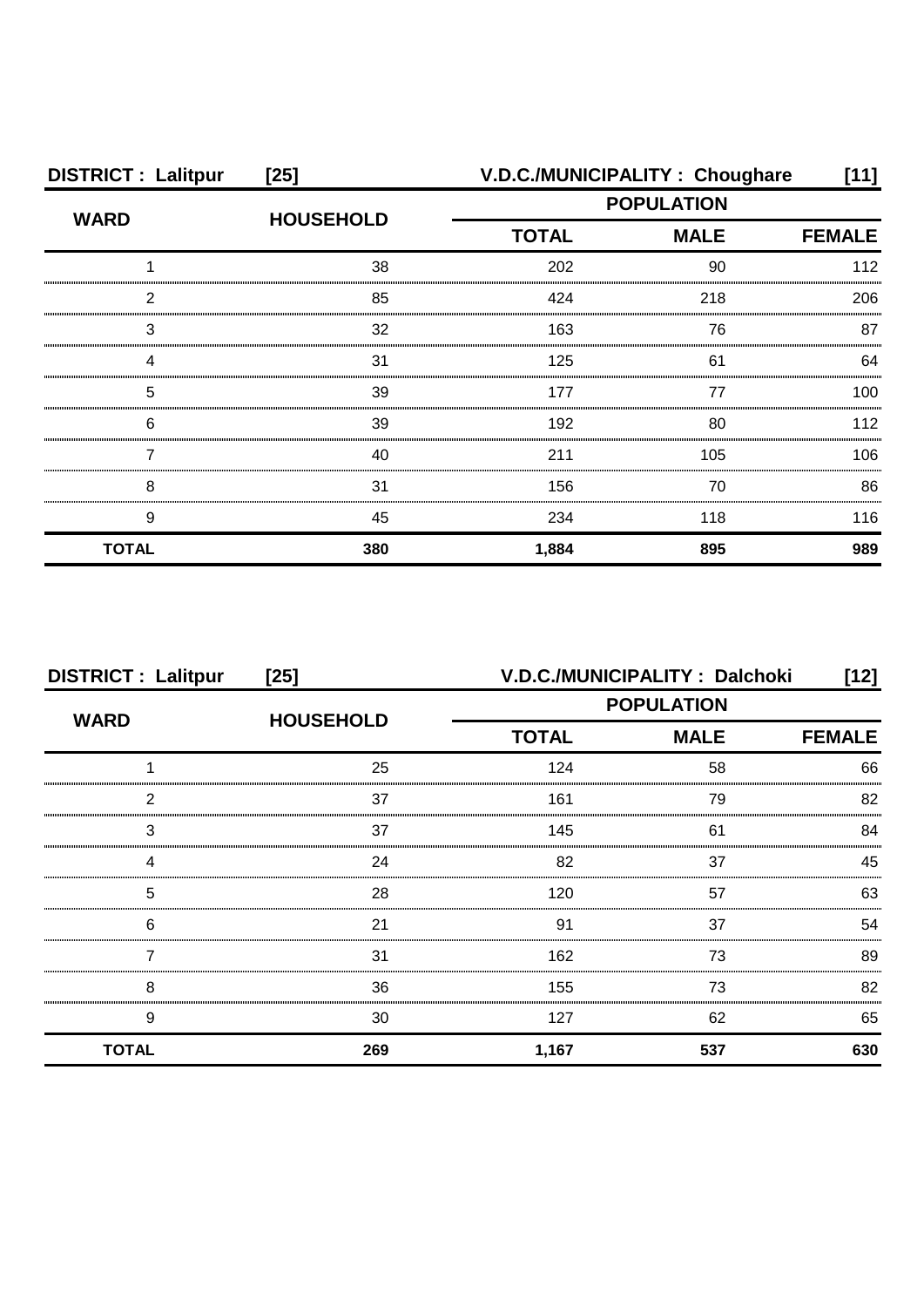| DISTRICT : Lalitpur | [25] | V.D.C./MUNICIPALITY : Choughare | | [11] |
|---|---|---|---|---|
| WARD | HOUSEHOLD | POPULATION | | |
| | | TOTAL | MALE | FEMALE |
| 1 | 38 | 202 | 90 | 112 |
| 2 | 85 | 424 | 218 | 206 |
| 3 | 32 | 163 | 76 | 87 |
| 4 | 31 | 125 | 61 | 64 |
| 5 | 39 | 177 | 77 | 100 |
| 6 | 39 | 192 | 80 | 112 |
| 7 | 40 | 211 | 105 | 106 |
| 8 | 31 | 156 | 70 | 86 |
| 9 | 45 | 234 | 118 | 116 |
| **TOTAL** | **380** | **1,884** | **895** | **989** |

| DISTRICT : Lalitpur | [25] | V.D.C./MUNICIPALITY : Dalchoki | | [12] |
|---|---|---|---|---|
| WARD | HOUSEHOLD | POPULATION | | |
| | | TOTAL | MALE | FEMALE |
| 1 | 25 | 124 | 58 | 66 |
| 2 | 37 | 161 | 79 | 82 |
| 3 | 37 | 145 | 61 | 84 |
| 4 | 24 | 82 | 37 | 45 |
| 5 | 28 | 120 | 57 | 63 |
| 6 | 21 | 91 | 37 | 54 |
| 7 | 31 | 162 | 73 | 89 |
| 8 | 36 | 155 | 73 | 82 |
| 9 | 30 | 127 | 62 | 65 |
| **TOTAL** | **269** | **1,167** | **537** | **630** |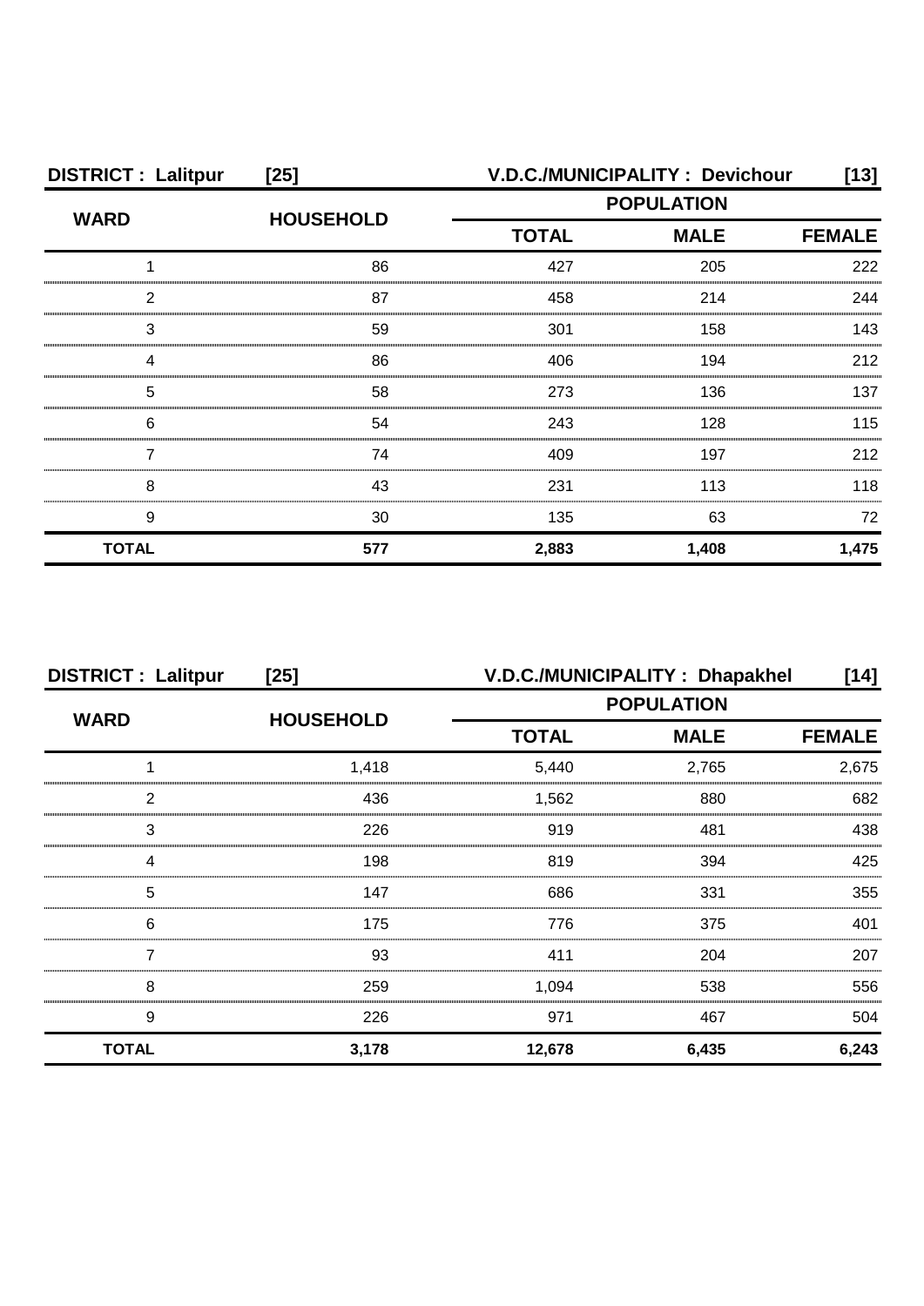**DISTRICT : Lalitpur [25]** **V.D.C./MUNICIPALITY : Devichour [13]**

| WARD | HOUSEHOLD | POPULATION | | |
|---|---|---|---|---|
| | | TOTAL | MALE | FEMALE |
| 1 | 86 | 427 | 205 | 222 |
| 2 | 87 | 458 | 214 | 244 |
| 3 | 59 | 301 | 158 | 143 |
| 4 | 86 | 406 | 194 | 212 |
| 5 | 58 | 273 | 136 | 137 |
| 6 | 54 | 243 | 128 | 115 |
| 7 | 74 | 409 | 197 | 212 |
| 8 | 43 | 231 | 113 | 118 |
| 9 | 30 | 135 | 63 | 72 |
| **TOTAL** | **577** | **2,883** | **1,408** | **1,475** |

**DISTRICT : Lalitpur [25]** **V.D.C./MUNICIPALITY : Dhapakhel [14]**

| WARD | HOUSEHOLD | POPULATION | | |
|---|---|---|---|---|
| | | TOTAL | MALE | FEMALE |
| 1 | 1,418 | 5,440 | 2,765 | 2,675 |
| 2 | 436 | 1,562 | 880 | 682 |
| 3 | 226 | 919 | 481 | 438 |
| 4 | 198 | 819 | 394 | 425 |
| 5 | 147 | 686 | 331 | 355 |
| 6 | 175 | 776 | 375 | 401 |
| 7 | 93 | 411 | 204 | 207 |
| 8 | 259 | 1,094 | 538 | 556 |
| 9 | 226 | 971 | 467 | 504 |
| **TOTAL** | **3,178** | **12,678** | **6,435** | **6,243** |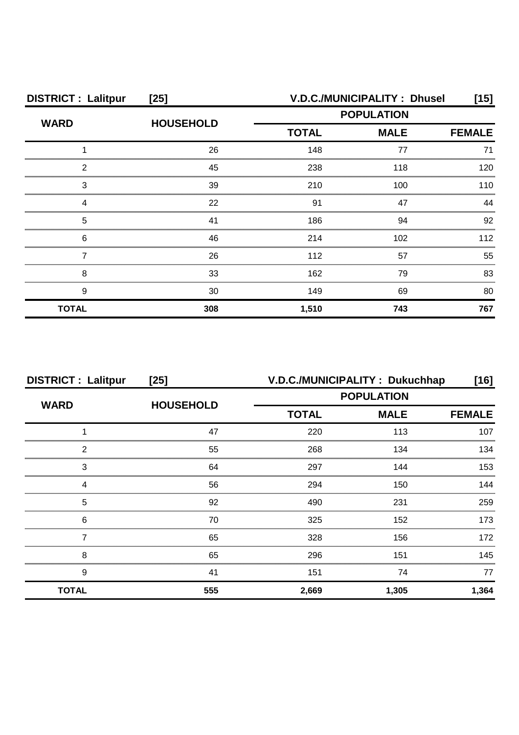**DISTRICT : Lalitpur [25]** **V.D.C./MUNICIPALITY : Dhusel [15]**

| WARD | HOUSEHOLD | POPULATION | | |
|---|---|---|---|---|
| | | TOTAL | MALE | FEMALE |
| 1 | 26 | 148 | 77 | 71 |
| 2 | 45 | 238 | 118 | 120 |
| 3 | 39 | 210 | 100 | 110 |
| 4 | 22 | 91 | 47 | 44 |
| 5 | 41 | 186 | 94 | 92 |
| 6 | 46 | 214 | 102 | 112 |
| 7 | 26 | 112 | 57 | 55 |
| 8 | 33 | 162 | 79 | 83 |
| 9 | 30 | 149 | 69 | 80 |
| **TOTAL** | **308** | **1,510** | **743** | **767** |

**DISTRICT : Lalitpur [25]** **V.D.C./MUNICIPALITY : Dukuchhap [16]**

| WARD | HOUSEHOLD | POPULATION | | |
|---|---|---|---|---|
| | | TOTAL | MALE | FEMALE |
| 1 | 47 | 220 | 113 | 107 |
| 2 | 55 | 268 | 134 | 134 |
| 3 | 64 | 297 | 144 | 153 |
| 4 | 56 | 294 | 150 | 144 |
| 5 | 92 | 490 | 231 | 259 |
| 6 | 70 | 325 | 152 | 173 |
| 7 | 65 | 328 | 156 | 172 |
| 8 | 65 | 296 | 151 | 145 |
| 9 | 41 | 151 | 74 | 77 |
| **TOTAL** | **555** | **2,669** | **1,305** | **1,364** |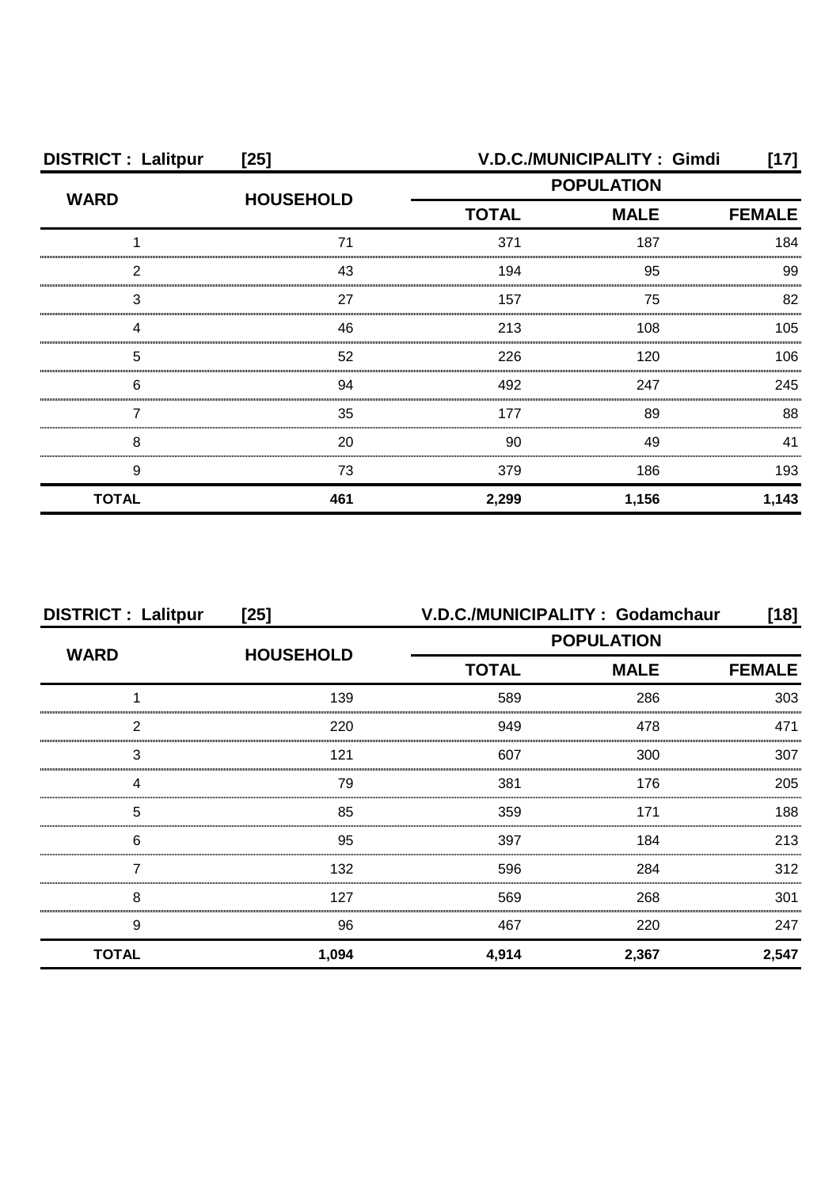**DISTRICT : Lalitpur [25]** **V.D.C./MUNICIPALITY : Gimdi [17]**

| WARD | HOUSEHOLD | POPULATION | | |
|---|---|---|---|---|
| | | TOTAL | MALE | FEMALE |
| 1 | 71 | 371 | 187 | 184 |
| 2 | 43 | 194 | 95 | 99 |
| 3 | 27 | 157 | 75 | 82 |
| 4 | 46 | 213 | 108 | 105 |
| 5 | 52 | 226 | 120 | 106 |
| 6 | 94 | 492 | 247 | 245 |
| 7 | 35 | 177 | 89 | 88 |
| 8 | 20 | 90 | 49 | 41 |
| 9 | 73 | 379 | 186 | 193 |
| **TOTAL** | **461** | **2,299** | **1,156** | **1,143** |

**DISTRICT : Lalitpur [25]** **V.D.C./MUNICIPALITY : Godamchaur [18]**

| WARD | HOUSEHOLD | POPULATION | | |
|---|---|---|---|---|
| | | TOTAL | MALE | FEMALE |
| 1 | 139 | 589 | 286 | 303 |
| 2 | 220 | 949 | 478 | 471 |
| 3 | 121 | 607 | 300 | 307 |
| 4 | 79 | 381 | 176 | 205 |
| 5 | 85 | 359 | 171 | 188 |
| 6 | 95 | 397 | 184 | 213 |
| 7 | 132 | 596 | 284 | 312 |
| 8 | 127 | 569 | 268 | 301 |
| 9 | 96 | 467 | 220 | 247 |
| **TOTAL** | **1,094** | **4,914** | **2,367** | **2,547** |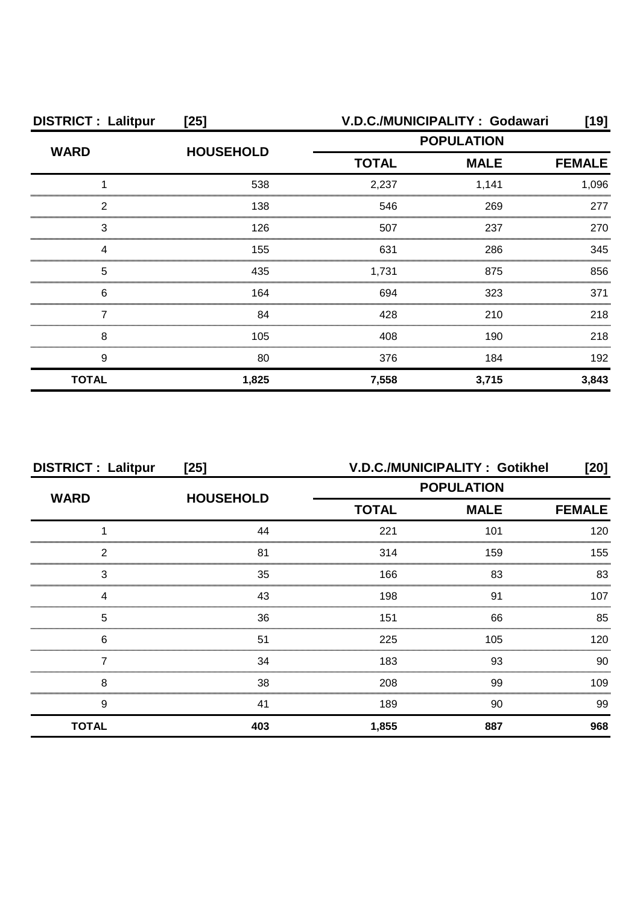**DISTRICT : Lalitpur [25] V.D.C./MUNICIPALITY : Godawari [19]**

| WARD | HOUSEHOLD | POPULATION | | |
|---|---|---|---|---|
| | | TOTAL | MALE | FEMALE |
| 1 | 538 | 2,237 | 1,141 | 1,096 |
| 2 | 138 | 546 | 269 | 277 |
| 3 | 126 | 507 | 237 | 270 |
| 4 | 155 | 631 | 286 | 345 |
| 5 | 435 | 1,731 | 875 | 856 |
| 6 | 164 | 694 | 323 | 371 |
| 7 | 84 | 428 | 210 | 218 |
| 8 | 105 | 408 | 190 | 218 |
| 9 | 80 | 376 | 184 | 192 |
| **TOTAL** | **1,825** | **7,558** | **3,715** | **3,843** |

**DISTRICT : Lalitpur [25] V.D.C./MUNICIPALITY : Gotikhel [20]**

| WARD | HOUSEHOLD | POPULATION | | |
|---|---|---|---|---|
| | | TOTAL | MALE | FEMALE |
| 1 | 44 | 221 | 101 | 120 |
| 2 | 81 | 314 | 159 | 155 |
| 3 | 35 | 166 | 83 | 83 |
| 4 | 43 | 198 | 91 | 107 |
| 5 | 36 | 151 | 66 | 85 |
| 6 | 51 | 225 | 105 | 120 |
| 7 | 34 | 183 | 93 | 90 |
| 8 | 38 | 208 | 99 | 109 |
| 9 | 41 | 189 | 90 | 99 |
| **TOTAL** | **403** | **1,855** | **887** | **968** |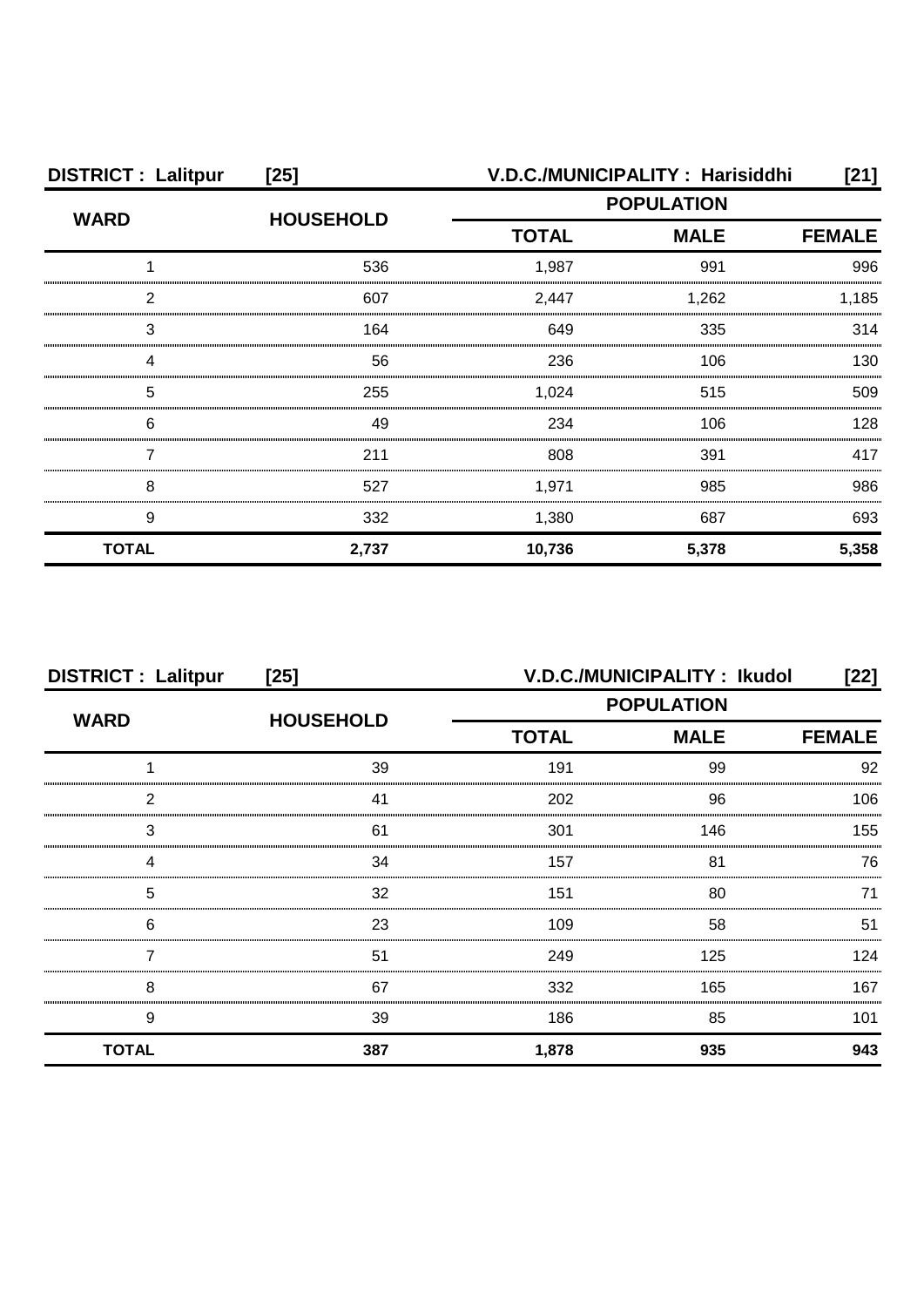**DISTRICT : Lalitpur [25]** **V.D.C./MUNICIPALITY : Harisiddhi [21]**

| WARD | HOUSEHOLD | POPULATION | | |
|---|---|---|---|---|
| | | TOTAL | MALE | FEMALE |
| 1 | 536 | 1,987 | 991 | 996 |
| 2 | 607 | 2,447 | 1,262 | 1,185 |
| 3 | 164 | 649 | 335 | 314 |
| 4 | 56 | 236 | 106 | 130 |
| 5 | 255 | 1,024 | 515 | 509 |
| 6 | 49 | 234 | 106 | 128 |
| 7 | 211 | 808 | 391 | 417 |
| 8 | 527 | 1,971 | 985 | 986 |
| 9 | 332 | 1,380 | 687 | 693 |
| **TOTAL** | **2,737** | **10,736** | **5,378** | **5,358** |

**DISTRICT : Lalitpur [25]** **V.D.C./MUNICIPALITY : Ikudol [22]**

| WARD | HOUSEHOLD | POPULATION | | |
|---|---|---|---|---|
| | | TOTAL | MALE | FEMALE |
| 1 | 39 | 191 | 99 | 92 |
| 2 | 41 | 202 | 96 | 106 |
| 3 | 61 | 301 | 146 | 155 |
| 4 | 34 | 157 | 81 | 76 |
| 5 | 32 | 151 | 80 | 71 |
| 6 | 23 | 109 | 58 | 51 |
| 7 | 51 | 249 | 125 | 124 |
| 8 | 67 | 332 | 165 | 167 |
| 9 | 39 | 186 | 85 | 101 |
| **TOTAL** | **387** | **1,878** | **935** | **943** |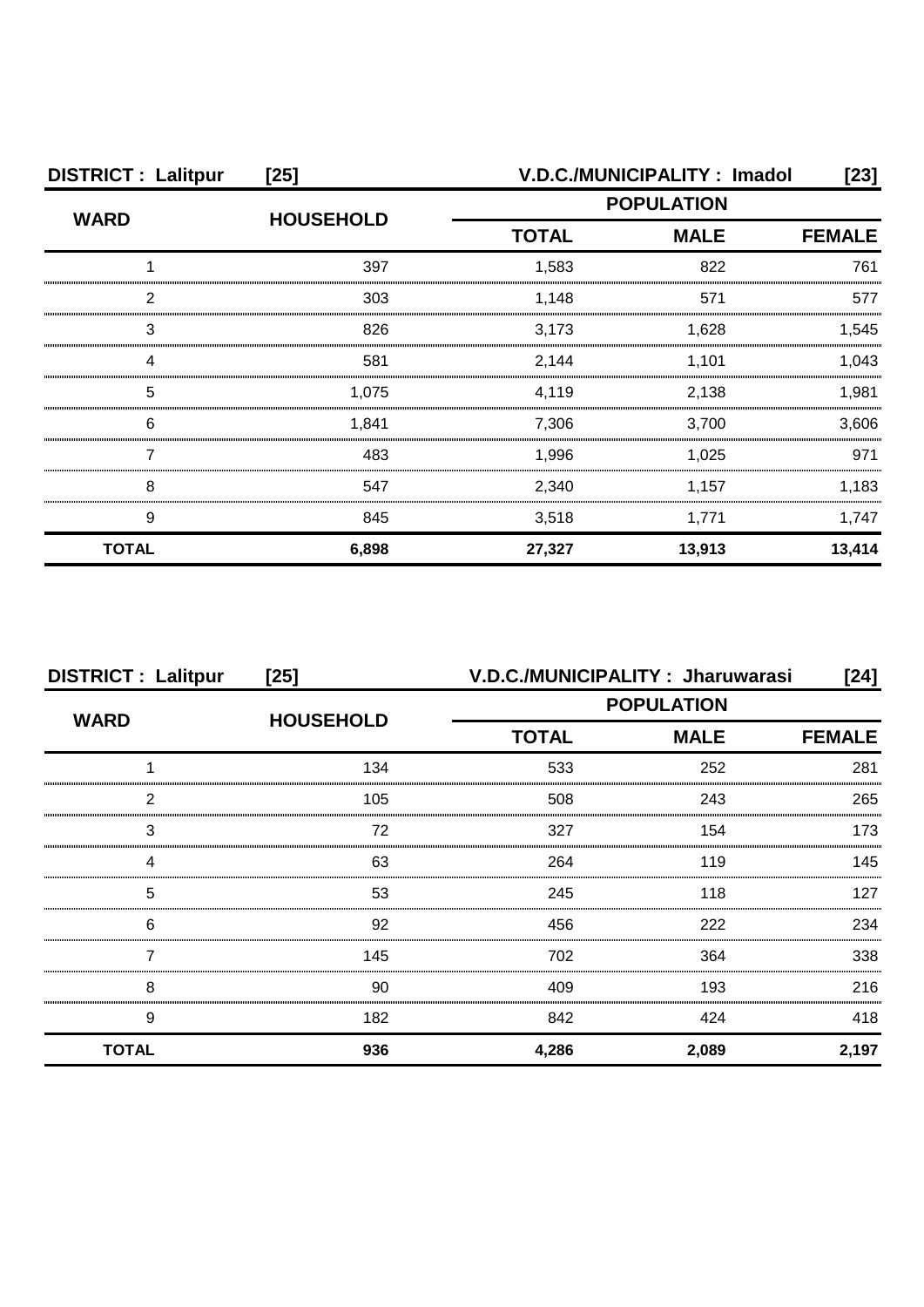**DISTRICT : Lalitpur [25] V.D.C./MUNICIPALITY : Imadol [23]**

| WARD | HOUSEHOLD | POPULATION | | |
|---|---|---|---|---|
| | | TOTAL | MALE | FEMALE |
| 1 | 397 | 1,583 | 822 | 761 |
| 2 | 303 | 1,148 | 571 | 577 |
| 3 | 826 | 3,173 | 1,628 | 1,545 |
| 4 | 581 | 2,144 | 1,101 | 1,043 |
| 5 | 1,075 | 4,119 | 2,138 | 1,981 |
| 6 | 1,841 | 7,306 | 3,700 | 3,606 |
| 7 | 483 | 1,996 | 1,025 | 971 |
| 8 | 547 | 2,340 | 1,157 | 1,183 |
| 9 | 845 | 3,518 | 1,771 | 1,747 |
| **TOTAL** | **6,898** | **27,327** | **13,913** | **13,414** |

**DISTRICT : Lalitpur [25] V.D.C./MUNICIPALITY : Jharuwarasi [24]**

| WARD | HOUSEHOLD | POPULATION | | |
|---|---|---|---|---|
| | | TOTAL | MALE | FEMALE |
| 1 | 134 | 533 | 252 | 281 |
| 2 | 105 | 508 | 243 | 265 |
| 3 | 72 | 327 | 154 | 173 |
| 4 | 63 | 264 | 119 | 145 |
| 5 | 53 | 245 | 118 | 127 |
| 6 | 92 | 456 | 222 | 234 |
| 7 | 145 | 702 | 364 | 338 |
| 8 | 90 | 409 | 193 | 216 |
| 9 | 182 | 842 | 424 | 418 |
| **TOTAL** | **936** | **4,286** | **2,089** | **2,197** |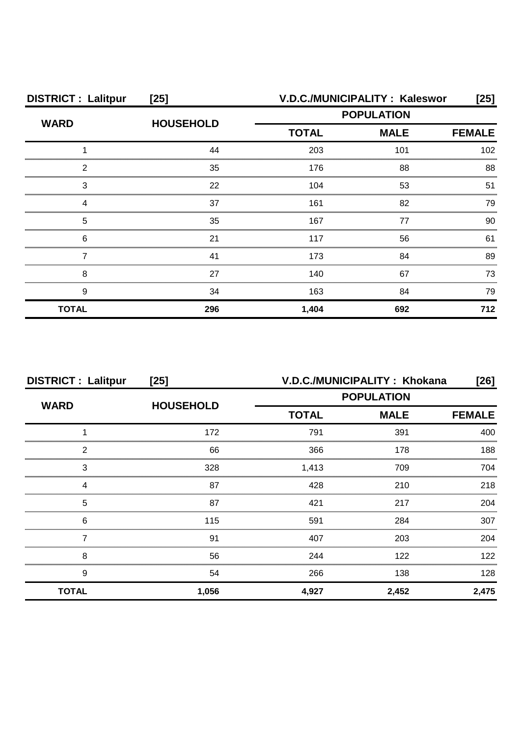**DISTRICT : Lalitpur [25]** **V.D.C./MUNICIPALITY : Kaleswor [25]**

| WARD | HOUSEHOLD | POPULATION | | |
|---|---|---|---|---|
| | | TOTAL | MALE | FEMALE |
| 1 | 44 | 203 | 101 | 102 |
| 2 | 35 | 176 | 88 | 88 |
| 3 | 22 | 104 | 53 | 51 |
| 4 | 37 | 161 | 82 | 79 |
| 5 | 35 | 167 | 77 | 90 |
| 6 | 21 | 117 | 56 | 61 |
| 7 | 41 | 173 | 84 | 89 |
| 8 | 27 | 140 | 67 | 73 |
| 9 | 34 | 163 | 84 | 79 |
| **TOTAL** | **296** | **1,404** | **692** | **712** |

**DISTRICT : Lalitpur [25]** **V.D.C./MUNICIPALITY : Khokana [26]**

| WARD | HOUSEHOLD | POPULATION | | |
|---|---|---|---|---|
| | | TOTAL | MALE | FEMALE |
| 1 | 172 | 791 | 391 | 400 |
| 2 | 66 | 366 | 178 | 188 |
| 3 | 328 | 1,413 | 709 | 704 |
| 4 | 87 | 428 | 210 | 218 |
| 5 | 87 | 421 | 217 | 204 |
| 6 | 115 | 591 | 284 | 307 |
| 7 | 91 | 407 | 203 | 204 |
| 8 | 56 | 244 | 122 | 122 |
| 9 | 54 | 266 | 138 | 128 |
| **TOTAL** | **1,056** | **4,927** | **2,452** | **2,475** |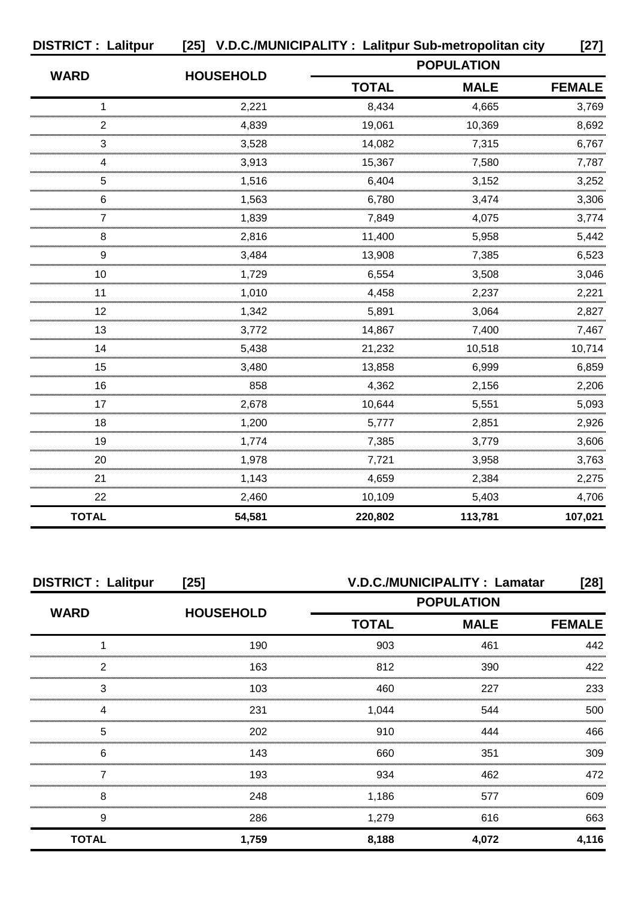**DISTRICT : Lalitpur [25] V.D.C./MUNICIPALITY : Lalitpur Sub-metropolitan city [27]**

| WARD | HOUSEHOLD | POPULATION | | |
|---|---|---|---|---|
| | | TOTAL | MALE | FEMALE |
| 1 | 2,221 | 8,434 | 4,665 | 3,769 |
| 2 | 4,839 | 19,061 | 10,369 | 8,692 |
| 3 | 3,528 | 14,082 | 7,315 | 6,767 |
| 4 | 3,913 | 15,367 | 7,580 | 7,787 |
| 5 | 1,516 | 6,404 | 3,152 | 3,252 |
| 6 | 1,563 | 6,780 | 3,474 | 3,306 |
| 7 | 1,839 | 7,849 | 4,075 | 3,774 |
| 8 | 2,816 | 11,400 | 5,958 | 5,442 |
| 9 | 3,484 | 13,908 | 7,385 | 6,523 |
| 10 | 1,729 | 6,554 | 3,508 | 3,046 |
| 11 | 1,010 | 4,458 | 2,237 | 2,221 |
| 12 | 1,342 | 5,891 | 3,064 | 2,827 |
| 13 | 3,772 | 14,867 | 7,400 | 7,467 |
| 14 | 5,438 | 21,232 | 10,518 | 10,714 |
| 15 | 3,480 | 13,858 | 6,999 | 6,859 |
| 16 | 858 | 4,362 | 2,156 | 2,206 |
| 17 | 2,678 | 10,644 | 5,551 | 5,093 |
| 18 | 1,200 | 5,777 | 2,851 | 2,926 |
| 19 | 1,774 | 7,385 | 3,779 | 3,606 |
| 20 | 1,978 | 7,721 | 3,958 | 3,763 |
| 21 | 1,143 | 4,659 | 2,384 | 2,275 |
| 22 | 2,460 | 10,109 | 5,403 | 4,706 |
| **TOTAL** | **54,581** | **220,802** | **113,781** | **107,021** |

**DISTRICT : Lalitpur [25] V.D.C./MUNICIPALITY : Lamatar [28]**

| WARD | HOUSEHOLD | POPULATION | | |
|---|---|---|---|---|
| | | TOTAL | MALE | FEMALE |
| 1 | 190 | 903 | 461 | 442 |
| 2 | 163 | 812 | 390 | 422 |
| 3 | 103 | 460 | 227 | 233 |
| 4 | 231 | 1,044 | 544 | 500 |
| 5 | 202 | 910 | 444 | 466 |
| 6 | 143 | 660 | 351 | 309 |
| 7 | 193 | 934 | 462 | 472 |
| 8 | 248 | 1,186 | 577 | 609 |
| 9 | 286 | 1,279 | 616 | 663 |
| **TOTAL** | **1,759** | **8,188** | **4,072** | **4,116** |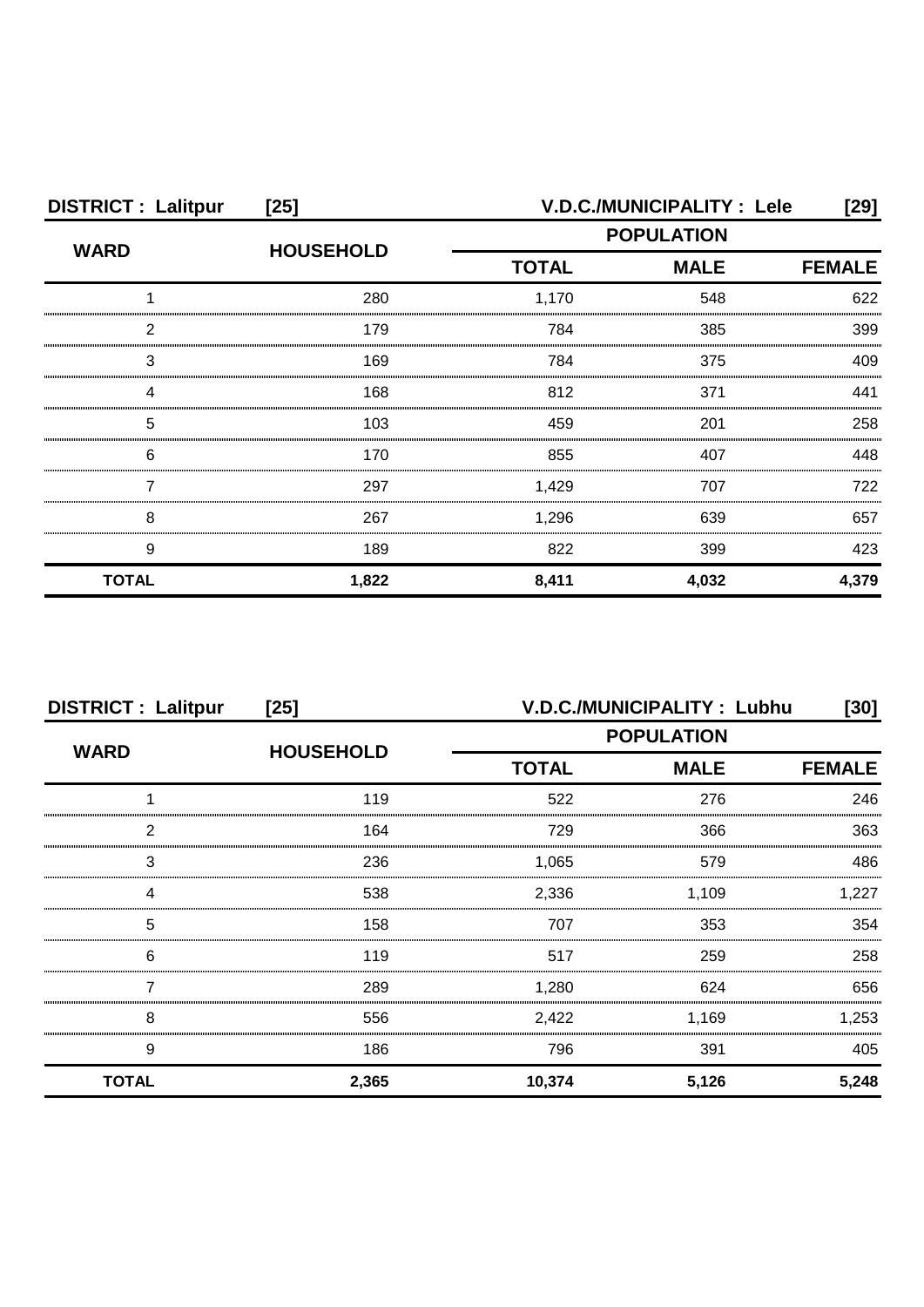**DISTRICT : Lalitpur [25]** **V.D.C./MUNICIPALITY : Lele [29]**

| WARD | HOUSEHOLD | POPULATION | | |
|---|---|---|---|---|
| | | TOTAL | MALE | FEMALE |
| 1 | 280 | 1,170 | 548 | 622 |
| 2 | 179 | 784 | 385 | 399 |
| 3 | 169 | 784 | 375 | 409 |
| 4 | 168 | 812 | 371 | 441 |
| 5 | 103 | 459 | 201 | 258 |
| 6 | 170 | 855 | 407 | 448 |
| 7 | 297 | 1,429 | 707 | 722 |
| 8 | 267 | 1,296 | 639 | 657 |
| 9 | 189 | 822 | 399 | 423 |
| **TOTAL** | **1,822** | **8,411** | **4,032** | **4,379** |

**DISTRICT : Lalitpur [25]** **V.D.C./MUNICIPALITY : Lubhu [30]**

| WARD | HOUSEHOLD | POPULATION | | |
|---|---|---|---|---|
| | | TOTAL | MALE | FEMALE |
| 1 | 119 | 522 | 276 | 246 |
| 2 | 164 | 729 | 366 | 363 |
| 3 | 236 | 1,065 | 579 | 486 |
| 4 | 538 | 2,336 | 1,109 | 1,227 |
| 5 | 158 | 707 | 353 | 354 |
| 6 | 119 | 517 | 259 | 258 |
| 7 | 289 | 1,280 | 624 | 656 |
| 8 | 556 | 2,422 | 1,169 | 1,253 |
| 9 | 186 | 796 | 391 | 405 |
| **TOTAL** | **2,365** | **10,374** | **5,126** | **5,248** |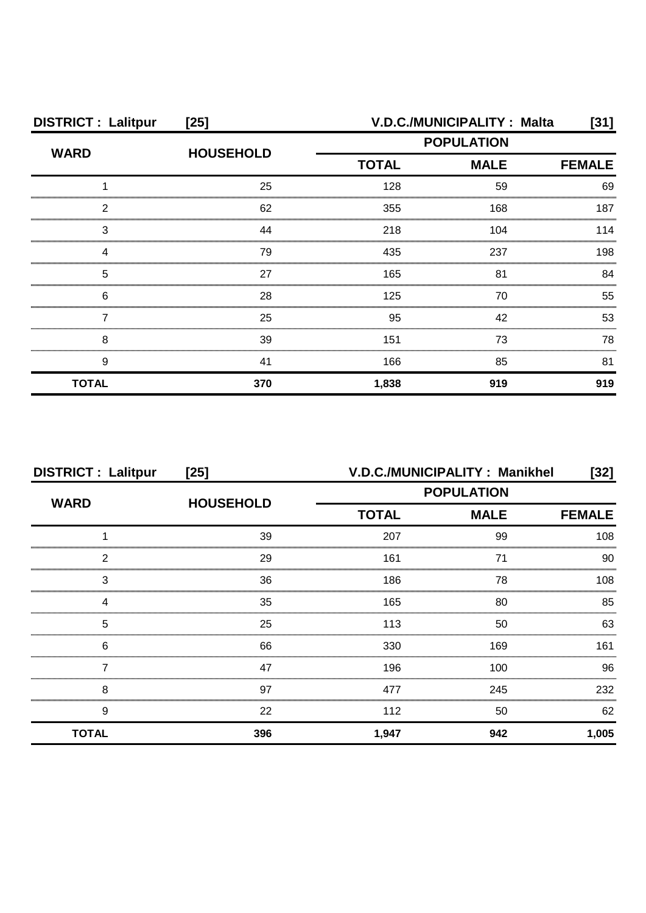| DISTRICT : Lalitpur | [25] | V.D.C./MUNICIPALITY : Malta | | [31] |
|---|---|---|---|---|
| WARD | HOUSEHOLD | POPULATION | | |
| | | TOTAL | MALE | FEMALE |
| 1 | 25 | 128 | 59 | 69 |
| 2 | 62 | 355 | 168 | 187 |
| 3 | 44 | 218 | 104 | 114 |
| 4 | 79 | 435 | 237 | 198 |
| 5 | 27 | 165 | 81 | 84 |
| 6 | 28 | 125 | 70 | 55 |
| 7 | 25 | 95 | 42 | 53 |
| 8 | 39 | 151 | 73 | 78 |
| 9 | 41 | 166 | 85 | 81 |
| **TOTAL** | **370** | **1,838** | **919** | **919** |

| DISTRICT : Lalitpur | [25] | V.D.C./MUNICIPALITY : Manikhel | | [32] |
|---|---|---|---|---|
| WARD | HOUSEHOLD | POPULATION | | |
| | | TOTAL | MALE | FEMALE |
| 1 | 39 | 207 | 99 | 108 |
| 2 | 29 | 161 | 71 | 90 |
| 3 | 36 | 186 | 78 | 108 |
| 4 | 35 | 165 | 80 | 85 |
| 5 | 25 | 113 | 50 | 63 |
| 6 | 66 | 330 | 169 | 161 |
| 7 | 47 | 196 | 100 | 96 |
| 8 | 97 | 477 | 245 | 232 |
| 9 | 22 | 112 | 50 | 62 |
| **TOTAL** | **396** | **1,947** | **942** | **1,005** |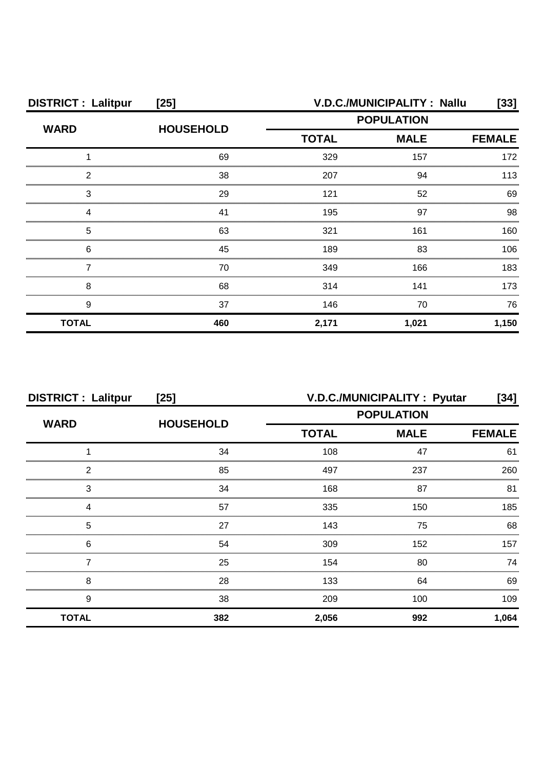**DISTRICT : Lalitpur [25] V.D.C./MUNICIPALITY : Nallu [33]**

| WARD | HOUSEHOLD | POPULATION | | |
|---|---|---|---|---|
| | | TOTAL | MALE | FEMALE |
| 1 | 69 | 329 | 157 | 172 |
| 2 | 38 | 207 | 94 | 113 |
| 3 | 29 | 121 | 52 | 69 |
| 4 | 41 | 195 | 97 | 98 |
| 5 | 63 | 321 | 161 | 160 |
| 6 | 45 | 189 | 83 | 106 |
| 7 | 70 | 349 | 166 | 183 |
| 8 | 68 | 314 | 141 | 173 |
| 9 | 37 | 146 | 70 | 76 |
| **TOTAL** | **460** | **2,171** | **1,021** | **1,150** |

**DISTRICT : Lalitpur [25] V.D.C./MUNICIPALITY : Pyutar [34]**

| WARD | HOUSEHOLD | POPULATION | | |
|---|---|---|---|---|
| | | TOTAL | MALE | FEMALE |
| 1 | 34 | 108 | 47 | 61 |
| 2 | 85 | 497 | 237 | 260 |
| 3 | 34 | 168 | 87 | 81 |
| 4 | 57 | 335 | 150 | 185 |
| 5 | 27 | 143 | 75 | 68 |
| 6 | 54 | 309 | 152 | 157 |
| 7 | 25 | 154 | 80 | 74 |
| 8 | 28 | 133 | 64 | 69 |
| 9 | 38 | 209 | 100 | 109 |
| **TOTAL** | **382** | **2,056** | **992** | **1,064** |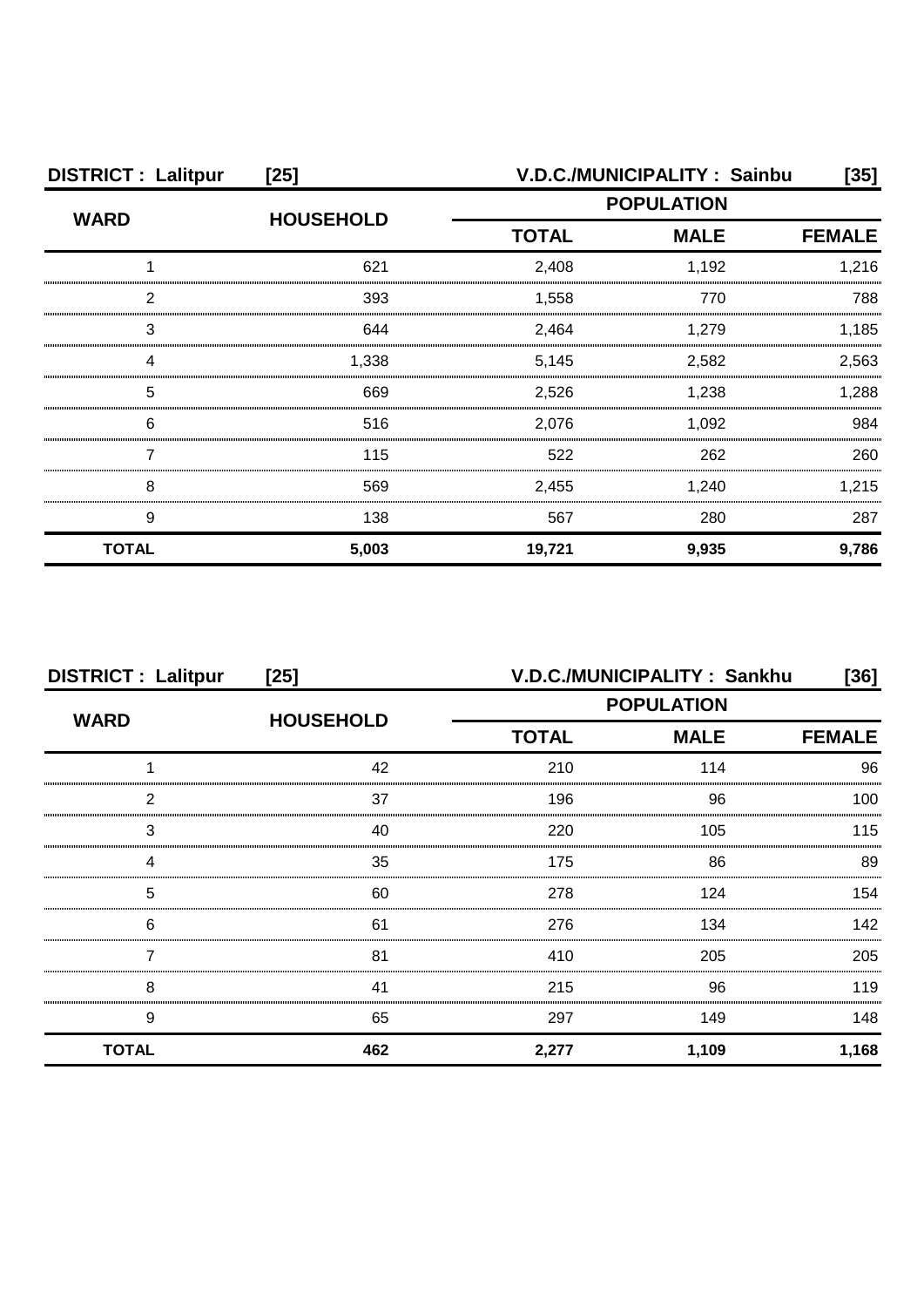**DISTRICT : Lalitpur [25]** **V.D.C./MUNICIPALITY : Sainbu [35]**

| WARD | HOUSEHOLD | POPULATION | | |
|---|---|---|---|---|
| | | TOTAL | MALE | FEMALE |
| 1 | 621 | 2,408 | 1,192 | 1,216 |
| 2 | 393 | 1,558 | 770 | 788 |
| 3 | 644 | 2,464 | 1,279 | 1,185 |
| 4 | 1,338 | 5,145 | 2,582 | 2,563 |
| 5 | 669 | 2,526 | 1,238 | 1,288 |
| 6 | 516 | 2,076 | 1,092 | 984 |
| 7 | 115 | 522 | 262 | 260 |
| 8 | 569 | 2,455 | 1,240 | 1,215 |
| 9 | 138 | 567 | 280 | 287 |
| **TOTAL** | **5,003** | **19,721** | **9,935** | **9,786** |

**DISTRICT : Lalitpur [25]** **V.D.C./MUNICIPALITY : Sankhu [36]**

| WARD | HOUSEHOLD | POPULATION | | |
|---|---|---|---|---|
| | | TOTAL | MALE | FEMALE |
| 1 | 42 | 210 | 114 | 96 |
| 2 | 37 | 196 | 96 | 100 |
| 3 | 40 | 220 | 105 | 115 |
| 4 | 35 | 175 | 86 | 89 |
| 5 | 60 | 278 | 124 | 154 |
| 6 | 61 | 276 | 134 | 142 |
| 7 | 81 | 410 | 205 | 205 |
| 8 | 41 | 215 | 96 | 119 |
| 9 | 65 | 297 | 149 | 148 |
| **TOTAL** | **462** | **2,277** | **1,109** | **1,168** |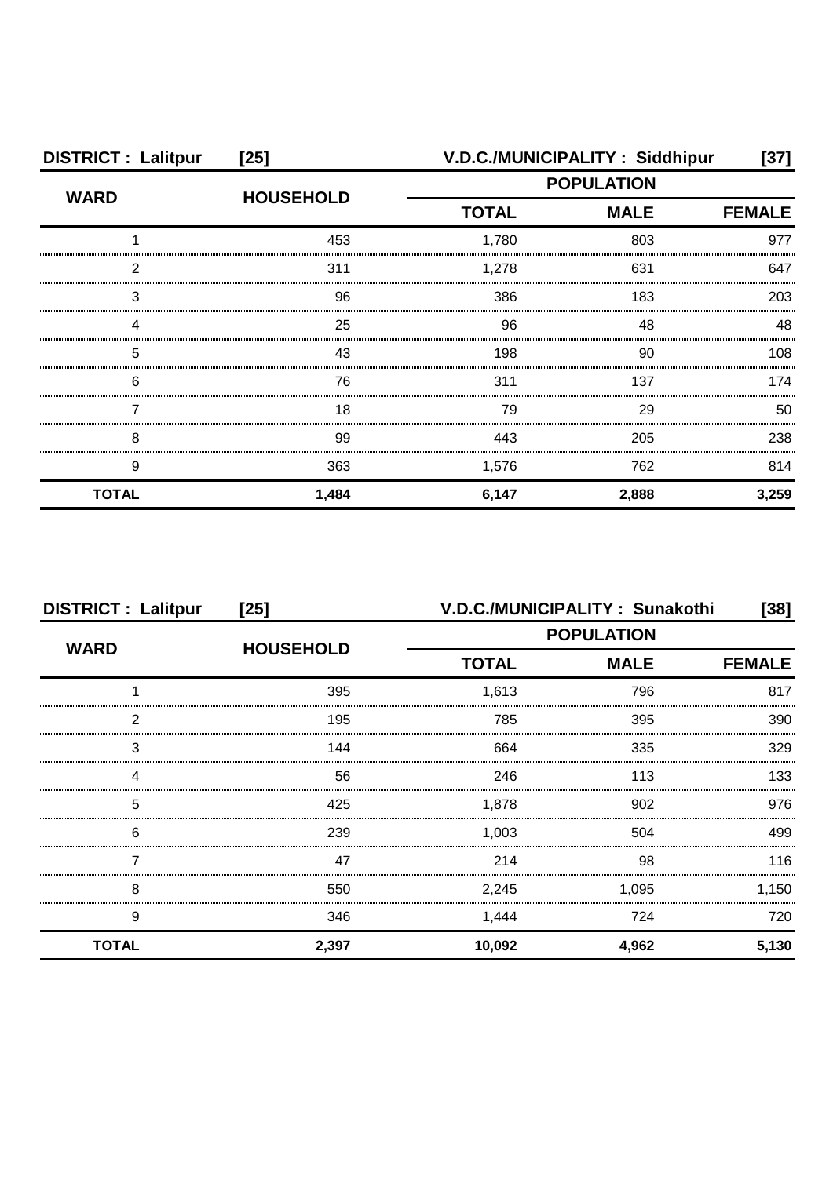| DISTRICT : Lalitpur | [25] | V.D.C./MUNICIPALITY : Siddhipur | | [37] |
|---|---|---|---|---|
| WARD | HOUSEHOLD | POPULATION | | |
| | | TOTAL | MALE | FEMALE |
| 1 | 453 | 1,780 | 803 | 977 |
| 2 | 311 | 1,278 | 631 | 647 |
| 3 | 96 | 386 | 183 | 203 |
| 4 | 25 | 96 | 48 | 48 |
| 5 | 43 | 198 | 90 | 108 |
| 6 | 76 | 311 | 137 | 174 |
| 7 | 18 | 79 | 29 | 50 |
| 8 | 99 | 443 | 205 | 238 |
| 9 | 363 | 1,576 | 762 | 814 |
| **TOTAL** | **1,484** | **6,147** | **2,888** | **3,259** |

| DISTRICT : Lalitpur | [25] | V.D.C./MUNICIPALITY : Sunakothi | | [38] |
|---|---|---|---|---|
| WARD | HOUSEHOLD | POPULATION | | |
| | | TOTAL | MALE | FEMALE |
| 1 | 395 | 1,613 | 796 | 817 |
| 2 | 195 | 785 | 395 | 390 |
| 3 | 144 | 664 | 335 | 329 |
| 4 | 56 | 246 | 113 | 133 |
| 5 | 425 | 1,878 | 902 | 976 |
| 6 | 239 | 1,003 | 504 | 499 |
| 7 | 47 | 214 | 98 | 116 |
| 8 | 550 | 2,245 | 1,095 | 1,150 |
| 9 | 346 | 1,444 | 724 | 720 |
| **TOTAL** | **2,397** | **10,092** | **4,962** | **5,130** |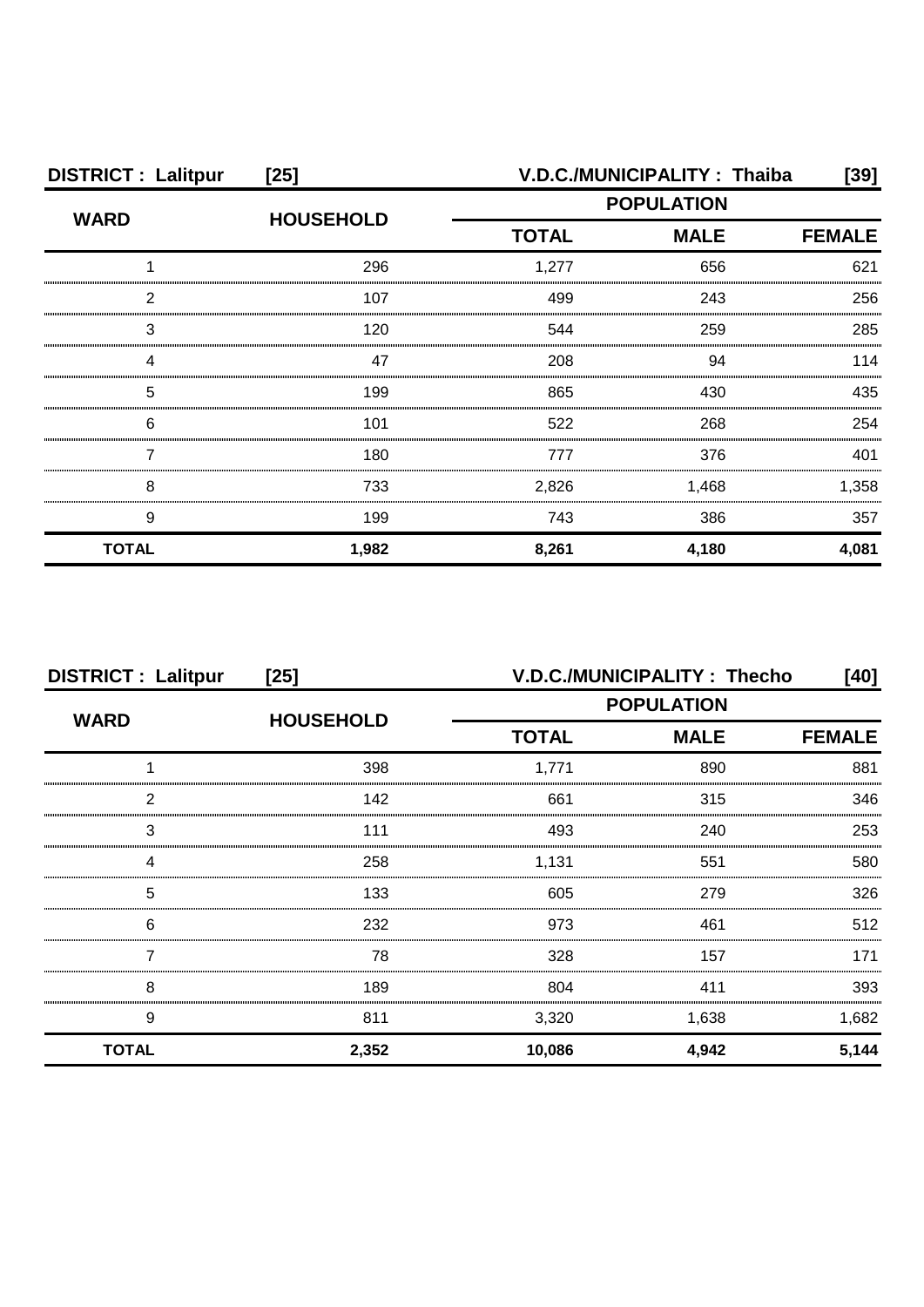**DISTRICT : Lalitpur [25] V.D.C./MUNICIPALITY : Thaiba [39]**

| WARD | HOUSEHOLD | POPULATION | | |
|---|---|---|---|---|
| | | TOTAL | MALE | FEMALE |
| 1 | 296 | 1,277 | 656 | 621 |
| 2 | 107 | 499 | 243 | 256 |
| 3 | 120 | 544 | 259 | 285 |
| 4 | 47 | 208 | 94 | 114 |
| 5 | 199 | 865 | 430 | 435 |
| 6 | 101 | 522 | 268 | 254 |
| 7 | 180 | 777 | 376 | 401 |
| 8 | 733 | 2,826 | 1,468 | 1,358 |
| 9 | 199 | 743 | 386 | 357 |
| **TOTAL** | **1,982** | **8,261** | **4,180** | **4,081** |

**DISTRICT : Lalitpur [25] V.D.C./MUNICIPALITY : Thecho [40]**

| WARD | HOUSEHOLD | POPULATION | | |
|---|---|---|---|---|
| | | TOTAL | MALE | FEMALE |
| 1 | 398 | 1,771 | 890 | 881 |
| 2 | 142 | 661 | 315 | 346 |
| 3 | 111 | 493 | 240 | 253 |
| 4 | 258 | 1,131 | 551 | 580 |
| 5 | 133 | 605 | 279 | 326 |
| 6 | 232 | 973 | 461 | 512 |
| 7 | 78 | 328 | 157 | 171 |
| 8 | 189 | 804 | 411 | 393 |
| 9 | 811 | 3,320 | 1,638 | 1,682 |
| **TOTAL** | **2,352** | **10,086** | **4,942** | **5,144** |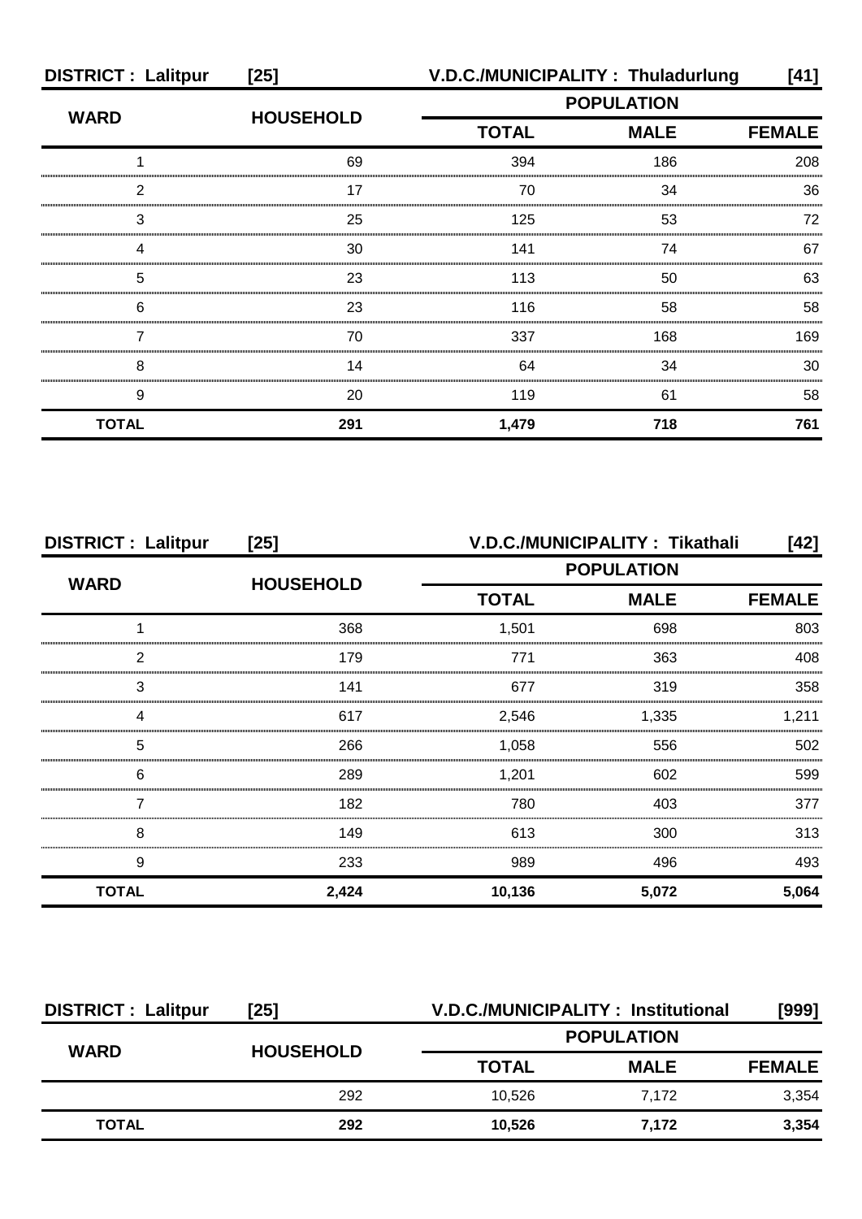**DISTRICT : Lalitpur [25] V.D.C./MUNICIPALITY : Thuladurlung [41]**

| WARD | HOUSEHOLD | POPULATION | | |
|---|---|---|---|---|
| | | TOTAL | MALE | FEMALE |
| 1 | 69 | 394 | 186 | 208 |
| 2 | 17 | 70 | 34 | 36 |
| 3 | 25 | 125 | 53 | 72 |
| 4 | 30 | 141 | 74 | 67 |
| 5 | 23 | 113 | 50 | 63 |
| 6 | 23 | 116 | 58 | 58 |
| 7 | 70 | 337 | 168 | 169 |
| 8 | 14 | 64 | 34 | 30 |
| 9 | 20 | 119 | 61 | 58 |
| **TOTAL** | **291** | **1,479** | **718** | **761** |

**DISTRICT : Lalitpur [25] V.D.C./MUNICIPALITY : Tikathali [42]**

| WARD | HOUSEHOLD | POPULATION | | |
|---|---|---|---|---|
| | | TOTAL | MALE | FEMALE |
| 1 | 368 | 1,501 | 698 | 803 |
| 2 | 179 | 771 | 363 | 408 |
| 3 | 141 | 677 | 319 | 358 |
| 4 | 617 | 2,546 | 1,335 | 1,211 |
| 5 | 266 | 1,058 | 556 | 502 |
| 6 | 289 | 1,201 | 602 | 599 |
| 7 | 182 | 780 | 403 | 377 |
| 8 | 149 | 613 | 300 | 313 |
| 9 | 233 | 989 | 496 | 493 |
| **TOTAL** | **2,424** | **10,136** | **5,072** | **5,064** |

**DISTRICT : Lalitpur [25] V.D.C./MUNICIPALITY : Institutional [999]**

| WARD | HOUSEHOLD | POPULATION | | |
|---|---|---|---|---|
| | | TOTAL | MALE | FEMALE |
| | 292 | 10,526 | 7,172 | 3,354 |
| **TOTAL** | **292** | **10,526** | **7,172** | **3,354** |